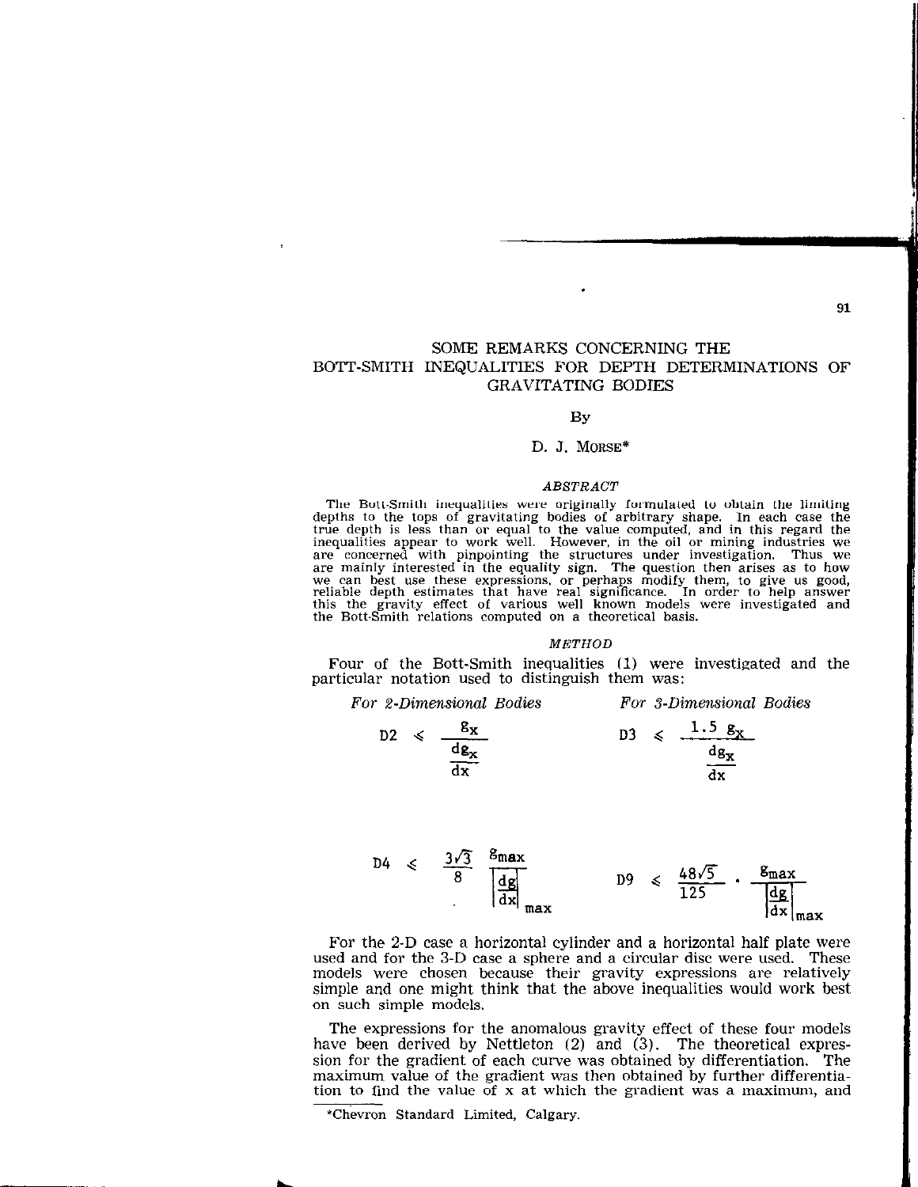# SOME REMARKS CONCERNING THE BOTT-SMITH INEQUALITIES FOR DEPTH DETERMINATIONS OF GRAVITATING BODIES

By

D. J. MORSE*

### *ABSTRACT*

The Bott-Smith inequalities were originally formulated to obtain the limiting depths to the tops of gravitating bodies of arbitrary shape. In each case the true depth is less than or equal to the value computed, and in this regard the inequalities appear to work well. However, in the oil or mining industries we are concerned with pinpointing the structures under investigation. Thus we are mainly interested in the equality sign. The question then arises as to how we can best use these expressions, or perhaps modify them, to give us good, reliable depth estimates that have real significance. In order to help answer this the gravity effect of various well known models were investigated and the Bott-Smith relations computed on a theoretical basis.

### *METHOD*

Four of the Bott-Smith inequalities (1) were investigated and the particular notation used to distinguish them was:

*For 2-Dimensional Bodies*

$$D2 \leqslant \frac{g_x}{\dfrac{dg_x}{dx}}$$

$$D4 \leqslant \frac{3\sqrt{3}}{8} \frac{g_{max}}{\left|\dfrac{dg}{dx}\right|_{max}}$$

*For 3-Dimensional Bodies*

$$D3 \leqslant \frac{1.5\, g_x}{\dfrac{dg_x}{dx}}$$

$$D9 \leqslant \frac{48\sqrt{5}}{125} \cdot \frac{g_{max}}{\left|\dfrac{dg}{dx}\right|_{max}}$$

For the 2-D case a horizontal cylinder and a horizontal half plate were used and for the 3-D case a sphere and a circular disc were used. These models were chosen because their gravity expressions are relatively simple and one might think that the above inequalities would work best on such simple models.

The expressions for the anomalous gravity effect of these four models have been derived by Nettleton (2) and (3). The theoretical expression for the gradient of each curve was obtained by differentiation. The maximum value of the gradient was then obtained by further differentiation to find the value of x at which the gradient was a maximum, and

*Chevron Standard Limited, Calgary.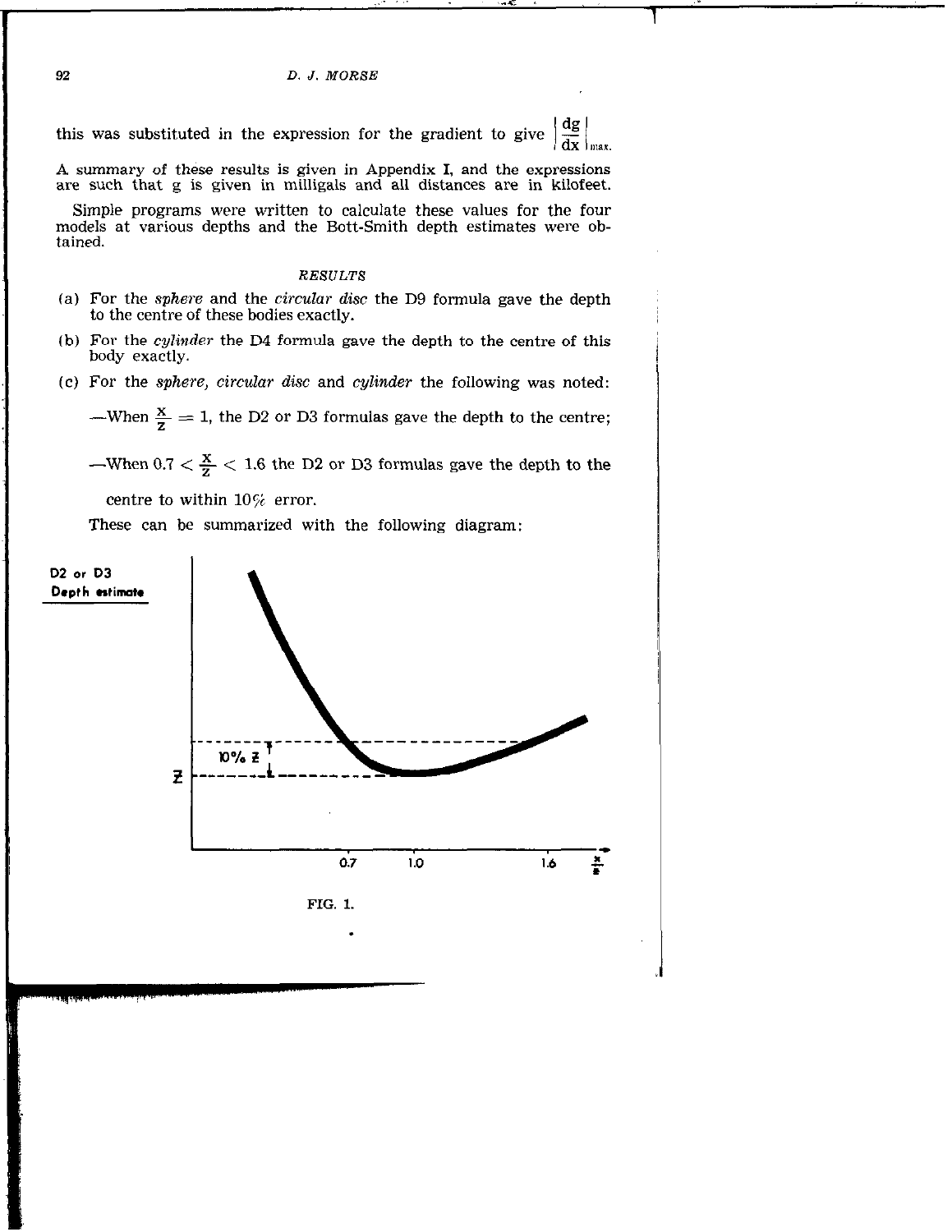this was substituted in the expression for the gradient to give $\left|\frac{dg}{dx}\right|_{max.}$

A summary of these results is given in Appendix I, and the expressions are such that g is given in milligals and all distances are in kilofeet.

Simple programs were written to calculate these values for the four models at various depths and the Bott-Smith depth estimates were obtained.

## *RESULTS*

(a) For the *sphere* and the *circular disc* the D9 formula gave the depth to the centre of these bodies exactly.

(b) For the *cylinder* the D4 formula gave the depth to the centre of this body exactly.

(c) For the *sphere, circular disc* and *cylinder* the following was noted:

—When $\frac{x}{z} = 1$, the D2 or D3 formulas gave the depth to the centre;

—When $0.7 < \frac{x}{z} < 1.6$ the D2 or D3 formulas gave the depth to the centre to within 10% error.

These can be summarized with the following diagram:

D2 or D3 Depth estimate

10% z

z

0.7 1.0 1.6 $\frac{x}{z}$

FIG. 1.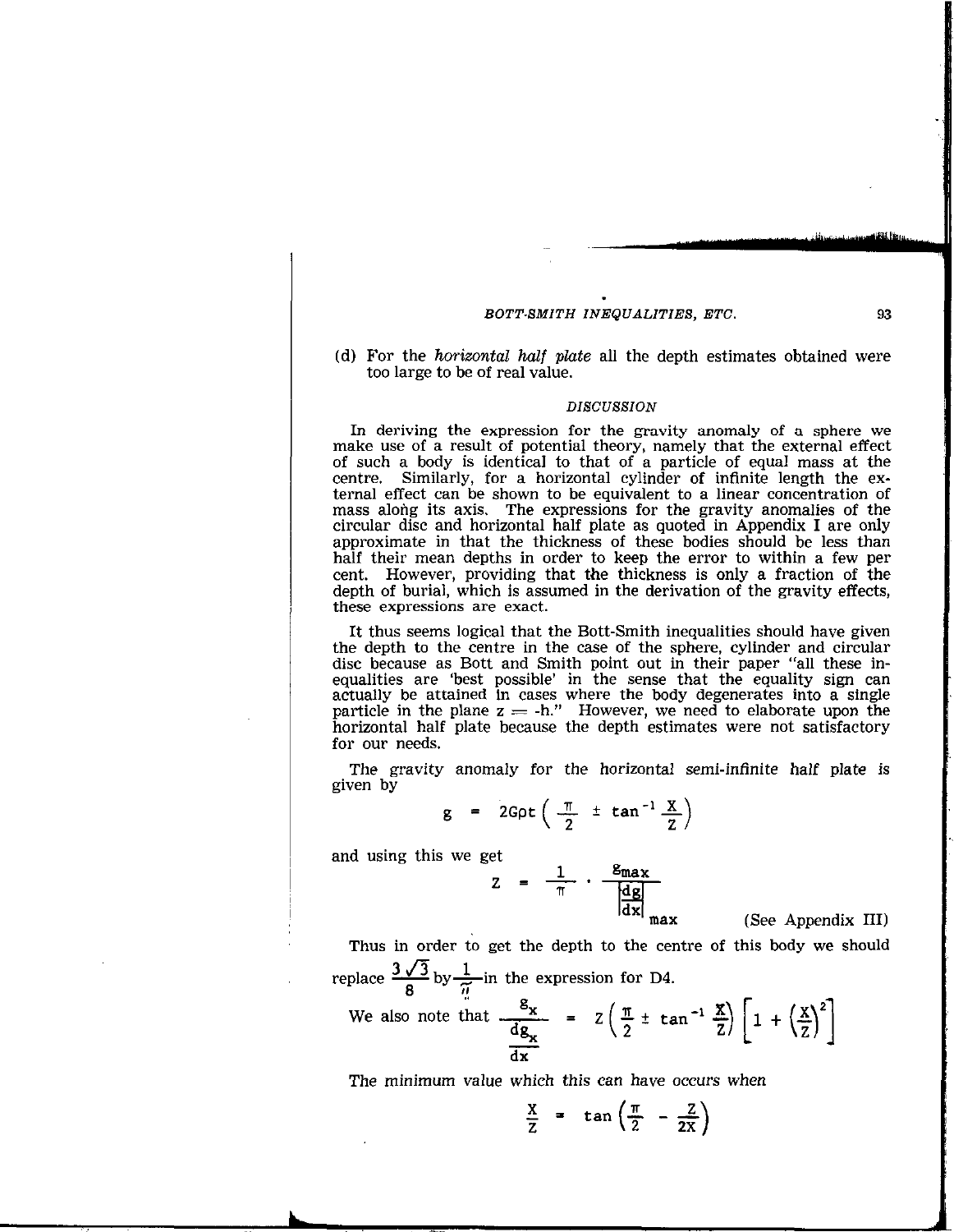(d) For the *horizontal half plate* all the depth estimates obtained were too large to be of real value.

### DISCUSSION

In deriving the expression for the gravity anomaly of a sphere we make use of a result of potential theory, namely that the external effect of such a body is identical to that of a particle of equal mass at the centre. Similarly, for a horizontal cylinder of infinite length the external effect can be shown to be equivalent to a linear concentration of mass along its axis. The expressions for the gravity anomalies of the circular disc and horizontal half plate as quoted in Appendix I are only approximate in that the thickness of these bodies should be less than half their mean depths in order to keep the error to within a few per cent. However, providing that the thickness is only a fraction of the depth of burial, which is assumed in the derivation of the gravity effects, these expressions are exact.

It thus seems logical that the Bott-Smith inequalities should have given the depth to the centre in the case of the sphere, cylinder and circular disc because as Bott and Smith point out in their paper "all these inequalities are 'best possible' in the sense that the equality sign can actually be attained in cases where the body degenerates into a single particle in the plane $z = -h$." However, we need to elaborate upon the horizontal half plate because the depth estimates were not satisfactory for our needs.

The gravity anomaly for the horizontal semi-infinite half plate is given by

$$g = 2G\rho t\left(\frac{\pi}{2} \pm \tan^{-1}\frac{X}{Z}\right)$$

and using this we get

$$Z = \frac{1}{\pi} \cdot \frac{g_{max}}{\left|\frac{dg}{dx}\right|_{max}} \qquad \text{(See Appendix III)}$$

Thus in order to get the depth to the centre of this body we should replace $\frac{3\sqrt{3}}{8}$ by $\frac{1}{\pi}$ in the expression for D4.

We also note that $\dfrac{g_x}{\frac{dg_x}{dx}} = Z\left(\frac{\pi}{2} \pm \tan^{-1}\frac{X}{Z}\right)\left[1 + \left(\frac{X}{Z}\right)^2\right]$

The minimum value which this can have occurs when

$$\frac{X}{Z} = \tan\left(\frac{\pi}{2} - \frac{Z}{2X}\right)$$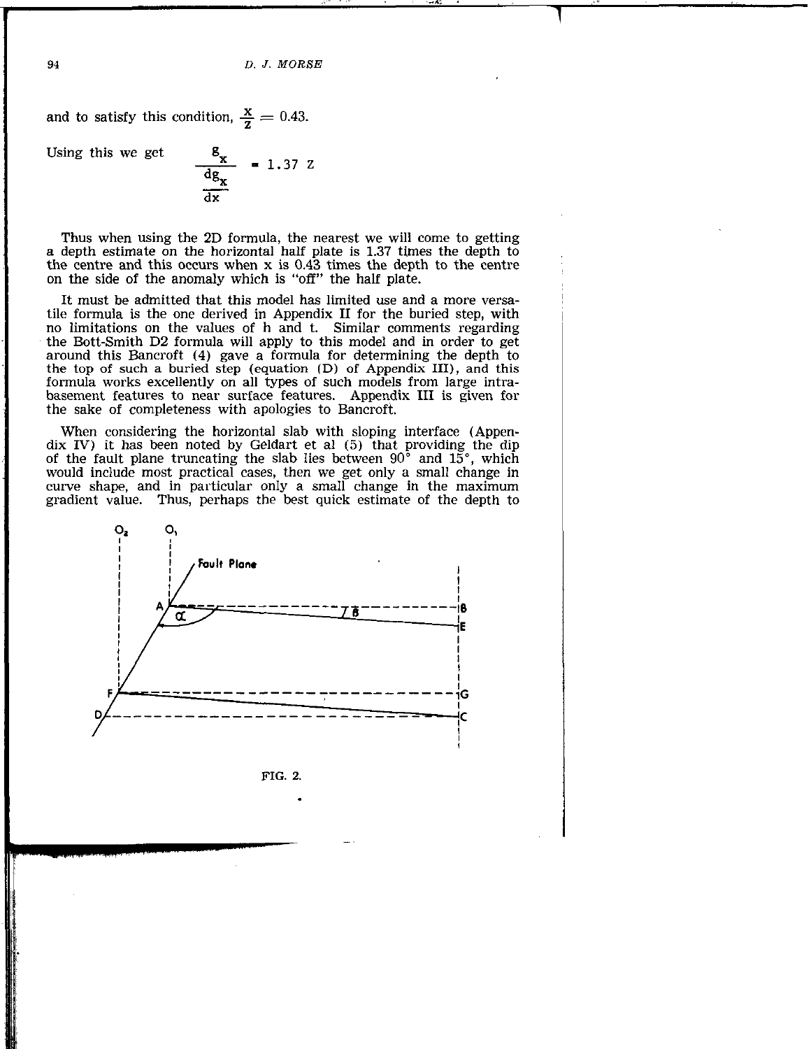and to satisfy this condition, $\frac{x}{z} = 0.43$.

Using this we get

$$\frac{g_x}{\frac{dg_x}{dx}} = 1.37\ z$$

Thus when using the 2D formula, the nearest we will come to getting a depth estimate on the horizontal half plate is 1.37 times the depth to the centre and this occurs when x is 0.43 times the depth to the centre on the side of the anomaly which is "off" the half plate.

It must be admitted that this model has limited use and a more versatile formula is the one derived in Appendix II for the buried step, with no limitations on the values of h and t. Similar comments regarding the Bott-Smith D2 formula will apply to this model and in order to get around this Bancroft (4) gave a formula for determining the depth to the top of such a buried step (equation (D) of Appendix III), and this formula works excellently on all types of such models from large intra-basement features to near surface features. Appendix III is given for the sake of completeness with apologies to Bancroft.

When considering the horizontal slab with sloping interface (Appendix IV) it has been noted by Geldart et al (5) that providing the dip of the fault plane truncating the slab lies between 90° and 15°, which would include most practical cases, then we get only a small change in curve shape, and in particular only a small change in the maximum gradient value. Thus, perhaps the best quick estimate of the depth to

FIG. 2.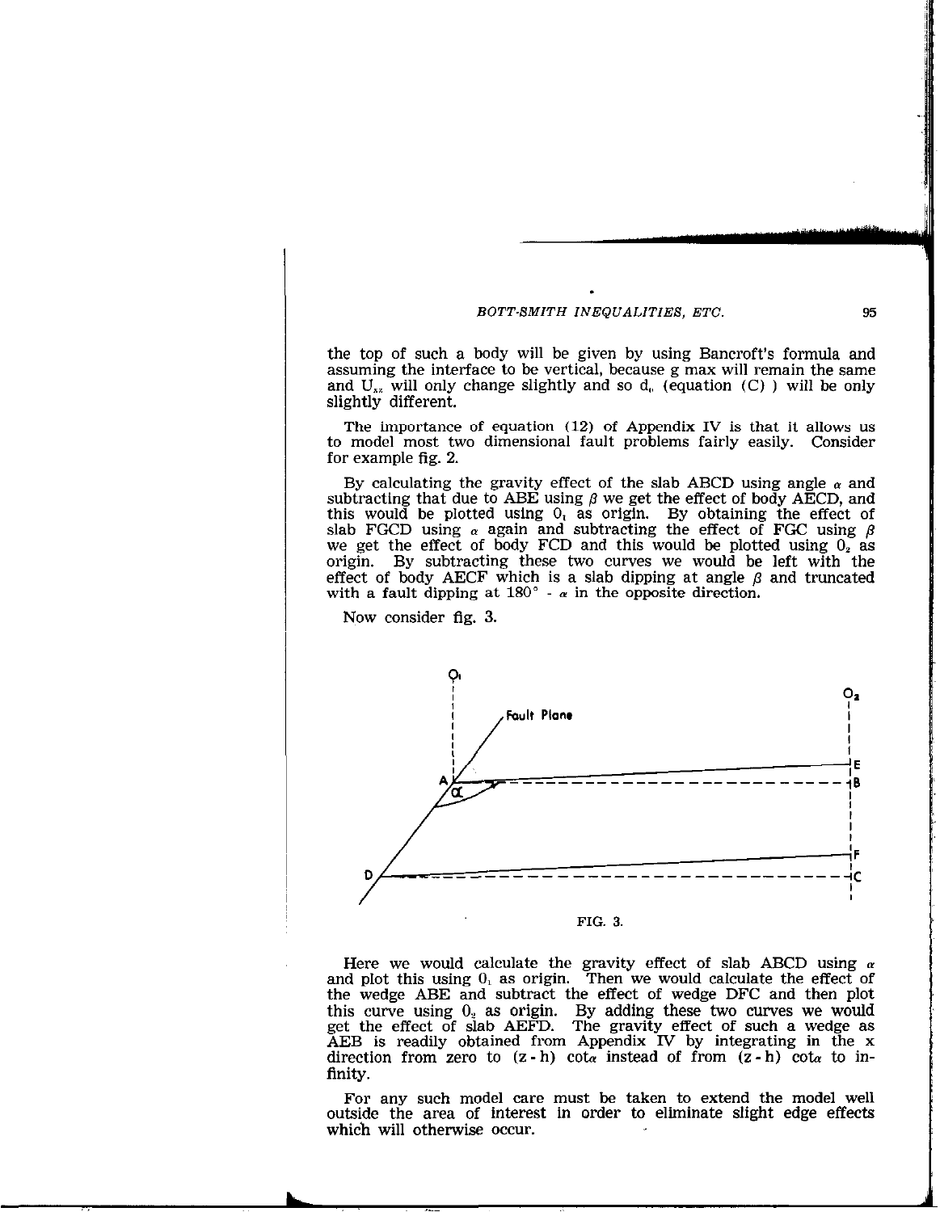the top of such a body will be given by using Bancroft's formula and assuming the interface to be vertical, because g max will remain the same and $U_{xz}$ will only change slightly and so $d_0$ (equation (C) ) will be only slightly different.

The importance of equation (12) of Appendix IV is that it allows us to model most two dimensional fault problems fairly easily. Consider for example fig. 2.

By calculating the gravity effect of the slab ABCD using angle $\alpha$ and subtracting that due to ABE using $\beta$ we get the effect of body AECD, and this would be plotted using $0_1$ as origin. By obtaining the effect of slab FGCD using $\alpha$ again and subtracting the effect of FGC using $\beta$ we get the effect of body FCD and this would be plotted using $0_2$ as origin. By subtracting these two curves we would be left with the effect of body AECF which is a slab dipping at angle $\beta$ and truncated with a fault dipping at $180° - \alpha$ in the opposite direction.

Now consider fig. 3.

FIG. 3.

Here we would calculate the gravity effect of slab ABCD using $\alpha$ and plot this using $0_1$ as origin. Then we would calculate the effect of the wedge ABE and subtract the effect of wedge DFC and then plot this curve using $0_2$ as origin. By adding these two curves we would get the effect of slab AEFD. The gravity effect of such a wedge as AEB is readily obtained from Appendix IV by integrating in the x direction from zero to $(z-h) \cot\alpha$ instead of from $(z-h) \cot\alpha$ to infinity.

For any such model care must be taken to extend the model well outside the area of interest in order to eliminate slight edge effects which will otherwise occur.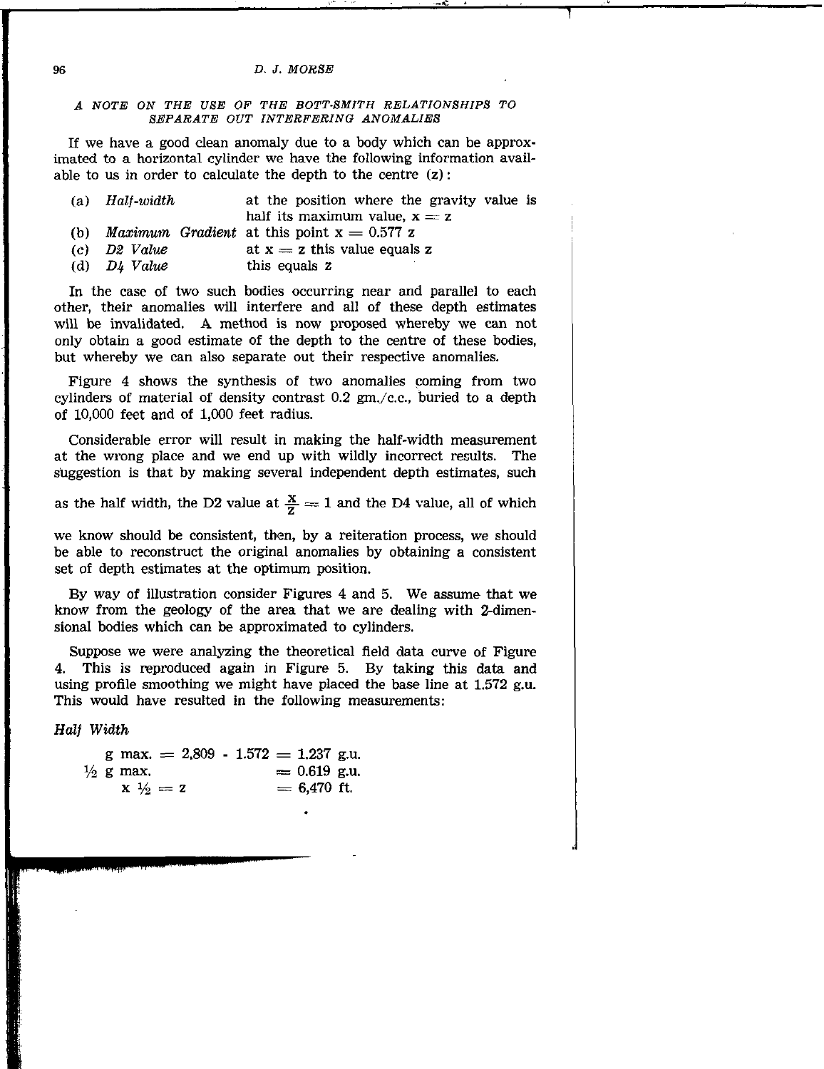## A NOTE ON THE USE OF THE BOTT-SMITH RELATIONSHIPS TO SEPARATE OUT INTERFERING ANOMALIES

If we have a good clean anomaly due to a body which can be approximated to a horizontal cylinder we have the following information available to us in order to calculate the depth to the centre (z):

| | | |
|---|---|---|
| (a) | *Half-width* | at the position where the gravity value is half its maximum value, $x = z$ |
| (b) | *Maximum Gradient* | at this point $x = 0.577\ z$ |
| (c) | *D2 Value* | at $x = z$ this value equals z |
| (d) | *D4 Value* | this equals z |

In the case of two such bodies occurring near and parallel to each other, their anomalies will interfere and all of these depth estimates will be invalidated. A method is now proposed whereby we can not only obtain a good estimate of the depth to the centre of these bodies, but whereby we can also separate out their respective anomalies.

Figure 4 shows the synthesis of two anomalies coming from two cylinders of material of density contrast 0.2 gm./c.c., buried to a depth of 10,000 feet and of 1,000 feet radius.

Considerable error will result in making the half-width measurement at the wrong place and we end up with wildly incorrect results. The suggestion is that by making several independent depth estimates, such as the half width, the D2 value at $\frac{x}{z} = 1$ and the D4 value, all of which we know should be consistent, then, by a reiteration process, we should be able to reconstruct the original anomalies by obtaining a consistent set of depth estimates at the optimum position.

By way of illustration consider Figures 4 and 5. We assume that we know from the geology of the area that we are dealing with 2-dimensional bodies which can be approximated to cylinders.

Suppose we were analyzing the theoretical field data curve of Figure 4. This is reproduced again in Figure 5. By taking this data and using profile smoothing we might have placed the base line at 1.572 g.u. This would have resulted in the following measurements:

*Half Width*

$$g\ \text{max.} = 2.809 - 1.572 = 1.237\ \text{g.u.}$$

$$\tfrac{1}{2}\ g\ \text{max.} = 0.619\ \text{g.u.}$$

$$x_{\frac{1}{2}} = z = 6{,}470\ \text{ft.}$$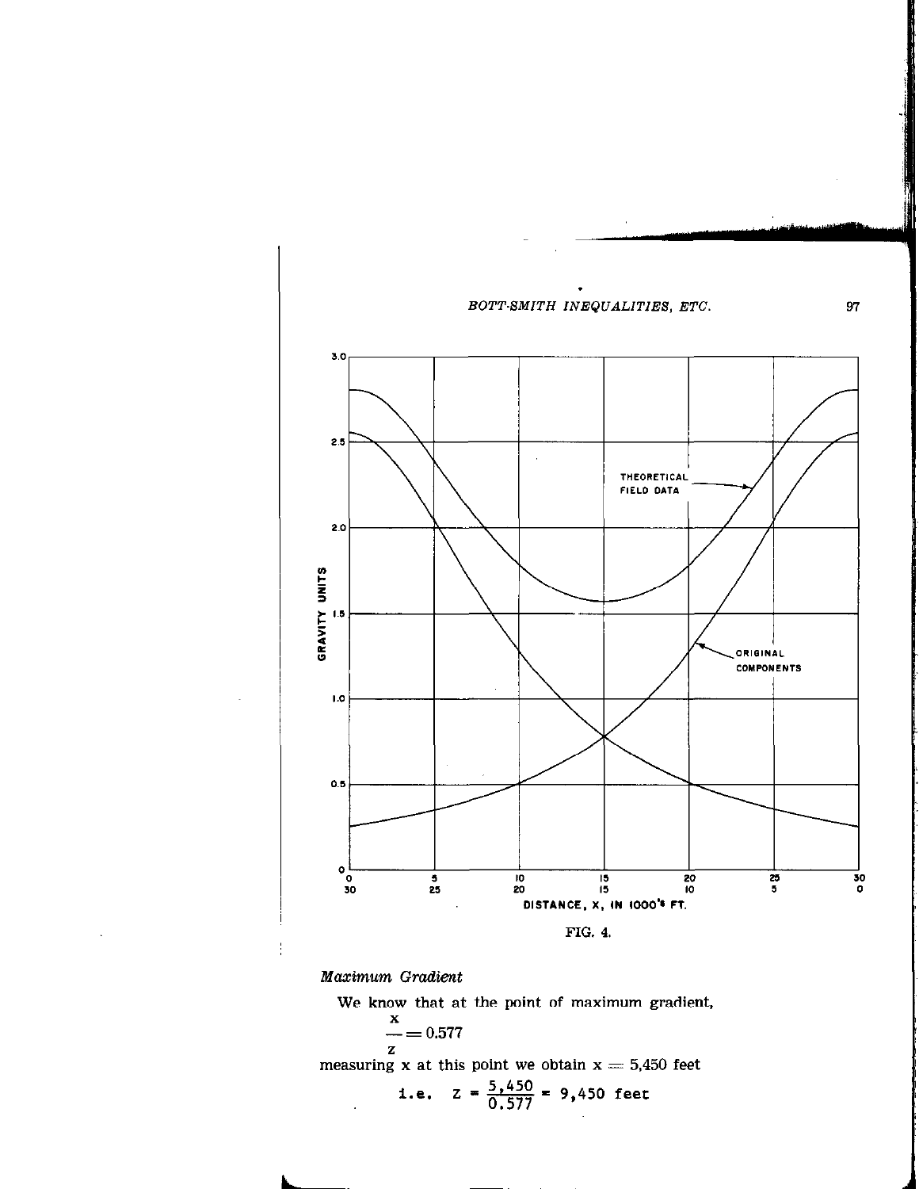FIG. 4.

*Maximum Gradient*

We know that at the point of maximum gradient,

$$\frac{x}{z} = 0.577$$

measuring x at this point we obtain $x = 5{,}450$ feet

$$\text{i.e.}\quad z = \frac{5{,}450}{0.577} = 9{,}450 \text{ feet}$$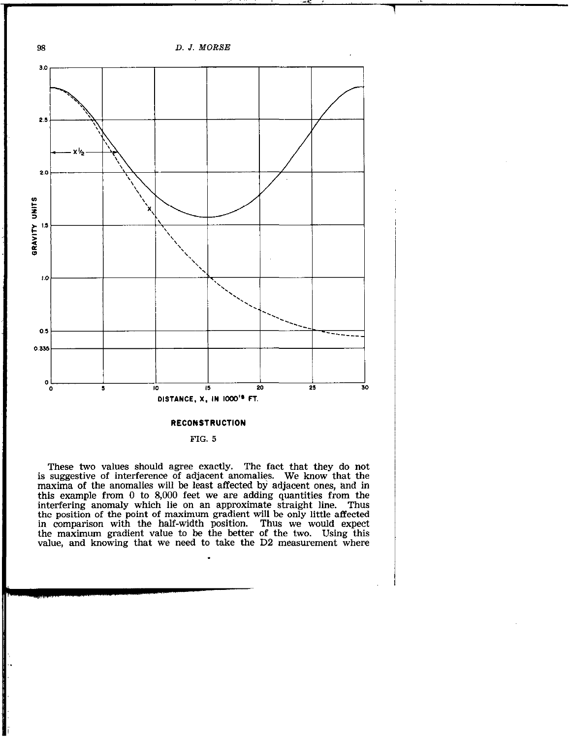RECONSTRUCTION

FIG. 5

These two values should agree exactly. The fact that they do not is suggestive of interference of adjacent anomalies. We know that the maxima of the anomalies will be least affected by adjacent ones, and in this example from 0 to 8,000 feet we are adding quantities from the interfering anomaly which lie on an approximate straight line. Thus the position of the point of maximum gradient will be only little affected in comparison with the half-width position. Thus we would expect the maximum gradient value to be the better of the two. Using this value, and knowing that we need to take the D2 measurement where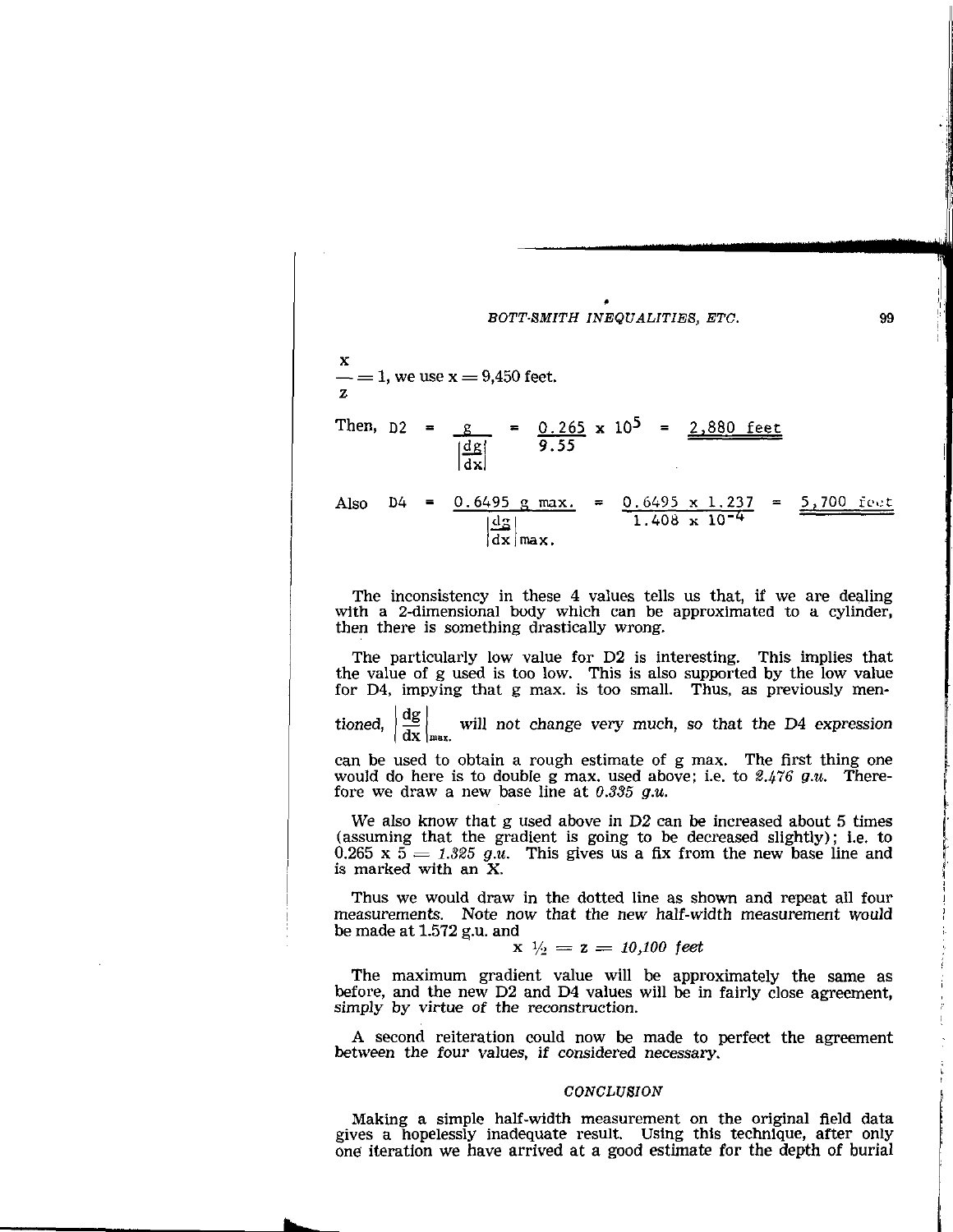$\frac{x}{z} = 1$, we use $x = 9{,}450$ feet.

$$\text{Then, } D2 = \frac{g}{\left|\frac{dg}{dx}\right|} = \frac{0.265}{9.55} \times 10^5 = \underline{\underline{2{,}880 \text{ feet}}}$$

$$\text{Also } D4 = \frac{0.6495 \text{ g max.}}{\left|\frac{dg}{dx}\right|_{max.}} = \frac{0.6495 \times 1.237}{1.408 \times 10^{-4}} = \underline{\underline{5{,}700 \text{ feet}}}$$

The inconsistency in these 4 values tells us that, if we are dealing with a 2-dimensional body which can be approximated to a cylinder, then there is something drastically wrong.

The particularly low value for D2 is interesting. This implies that the value of g used is too low. This is also supported by the low value for D4, impying that g max. is too small. Thus, as previously mentioned, $\left|\frac{dg}{dx}\right|_{max.}$ *will not change very much, so that the D4 expression* can be used to obtain a rough estimate of g max. The first thing one would do here is to double g max. used above; i.e. to *2.476 g.u.* Therefore we draw a new base line at *0.335 g.u.*

We also know that g used above in D2 can be increased about 5 times (assuming that the gradient is going to be decreased slightly); i.e. to $0.265 \times 5 = 1.325$ *g.u.* This gives us a fix from the new base line and is marked with an X.

Thus we would draw in the dotted line as shown and repeat all four measurements. Note now that the new half-width measurement would be made at 1.572 g.u. and

$$x\ ½ = z = 10{,}100 \text{ feet}$$

The maximum gradient value will be approximately the same as before, and the new D2 and D4 values will be in fairly close agreement, simply by virtue of the reconstruction.

A second reiteration could now be made to perfect the agreement between the four values, if considered necessary.

### CONCLUSION

Making a simple half-width measurement on the original field data gives a hopelessly inadequate result. Using this technique, after only one iteration we have arrived at a good estimate for the depth of burial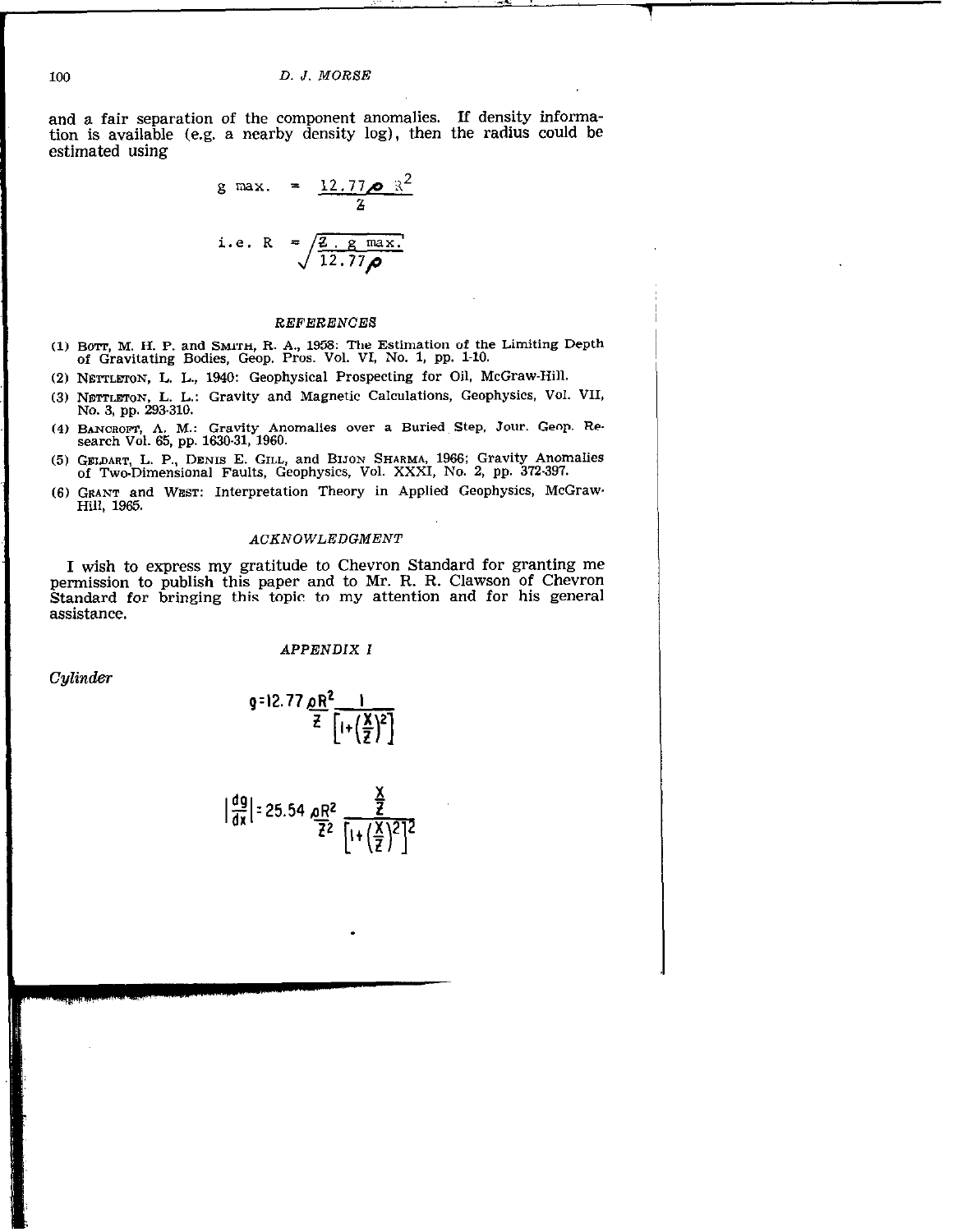and a fair separation of the component anomalies. If density information is available (e.g. a nearby density log), then the radius could be estimated using

$$g \text{ max.} = \frac{12.77 \rho R^2}{Z}$$

$$\text{i.e. } R = \sqrt{\frac{Z \cdot g \text{ max.}}{12.77 \rho}}$$

*REFERENCES*

(1) Bott, M. H. P. and Smith, R. A., 1958: The Estimation of the Limiting Depth of Gravitating Bodies, Geop. Pros. Vol. VI, No. 1, pp. 1-10.

(2) Nettleton, L. L., 1940: Geophysical Prospecting for Oil, McGraw-Hill.

(3) Nettleton, L. L.: Gravity and Magnetic Calculations, Geophysics, Vol. VII, No. 3, pp. 293-310.

(4) Bancroft, A. M.: Gravity Anomalies over a Buried Step, Jour. Geop. Research Vol. 65, pp. 1630-31, 1960.

(5) Geldart, L. P., Denis E. Gill, and Bijon Sharma, 1966; Gravity Anomalies of Two-Dimensional Faults, Geophysics, Vol. XXXI, No. 2, pp. 372-397.

(6) Grant and West: Interpretation Theory in Applied Geophysics, McGraw-Hill, 1965.

*ACKNOWLEDGMENT*

I wish to express my gratitude to Chevron Standard for granting me permission to publish this paper and to Mr. R. R. Clawson of Chevron Standard for bringing this topic to my attention and for his general assistance.

*APPENDIX I*

*Cylinder*

$$g = 12.77 \frac{\rho R^2}{Z} \frac{1}{\left[1 + \left(\frac{X}{Z}\right)^2\right]}$$

$$\left|\frac{dg}{dx}\right| = 25.54 \frac{\rho R^2}{Z^2} \frac{\frac{X}{Z}}{\left[1 + \left(\frac{X}{Z}\right)^2\right]^2}$$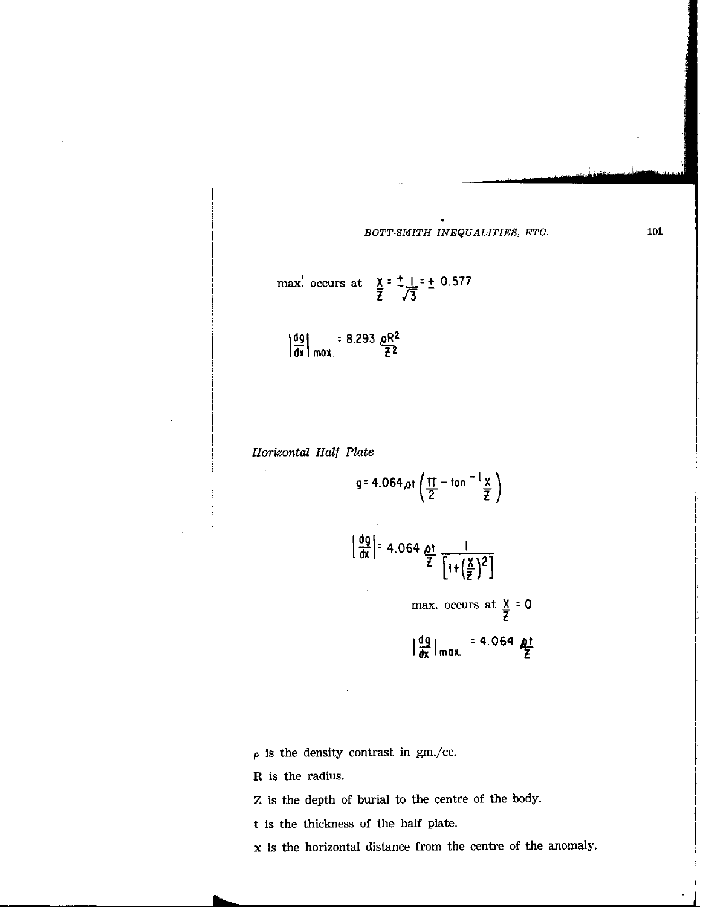max. occurs at $\frac{X}{Z} = \pm\frac{1}{\sqrt{3}} = \pm\ 0.577$

$$\left|\frac{dg}{dx}\right|_{max.} = 8.293\ \frac{\rho R^2}{Z^2}$$

*Horizontal Half Plate*

$$g = 4.064\rho t\left(\frac{\pi}{2} - \tan^{-1}\frac{X}{Z}\right)$$

$$\left|\frac{dg}{dx}\right| = 4.064\ \frac{\rho t}{Z}\ \frac{1}{\left[1+\left(\frac{X}{Z}\right)^2\right]}$$

max. occurs at $\frac{X}{Z} = 0$

$$\left|\frac{dg}{dx}\right|_{max.} = 4.064\ \frac{\rho t}{Z}$$

$\rho$ is the density contrast in gm./cc.

R is the radius.

Z is the depth of burial to the centre of the body.

t is the thickness of the half plate.

x is the horizontal distance from the centre of the anomaly.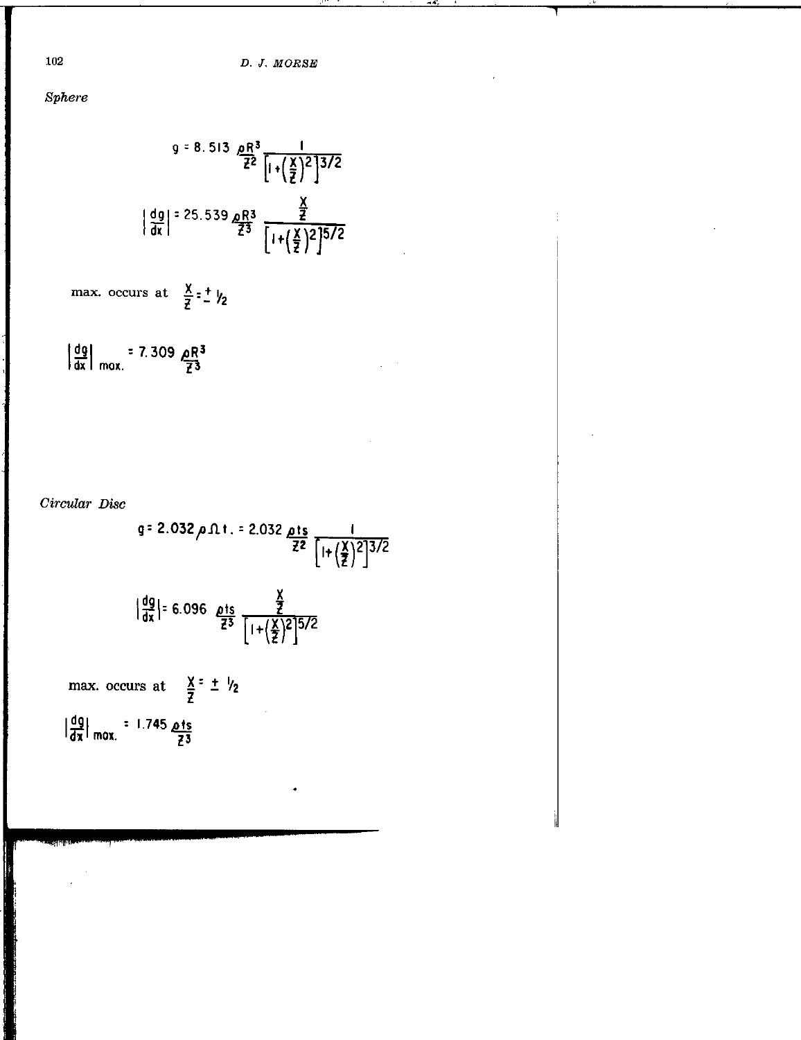*Sphere*

$$g = 8.513\,\frac{\rho R^3}{Z^2}\,\frac{1}{\left[1+\left(\frac{X}{Z}\right)^2\right]^{3/2}}$$

$$\left|\frac{dg}{dx}\right| = 25.539\,\frac{\rho R^3}{Z^3}\,\frac{\frac{X}{Z}}{\left[1+\left(\frac{X}{Z}\right)^2\right]^{5/2}}$$

max. occurs at $\frac{X}{Z} = \pm\,1/2$

$$\left|\frac{dg}{dx}\right|_{max.} = 7.309\,\frac{\rho R^3}{Z^3}$$

*Circular Disc*

$$g = 2.032\,\rho\,\Omega\,t. = 2.032\,\frac{\rho t s}{Z^2}\,\frac{1}{\left[1+\left(\frac{X}{Z}\right)^2\right]^{3/2}}$$

$$\left|\frac{dg}{dx}\right| = 6.096\,\frac{\rho t s}{Z^3}\,\frac{\frac{X}{Z}}{\left[1+\left(\frac{X}{Z}\right)^2\right]^{5/2}}$$

max. occurs at $\frac{X}{Z} = \pm\,1/2$

$$\left|\frac{dg}{dx}\right|_{max.} = 1.745\,\frac{\rho t s}{Z^3}$$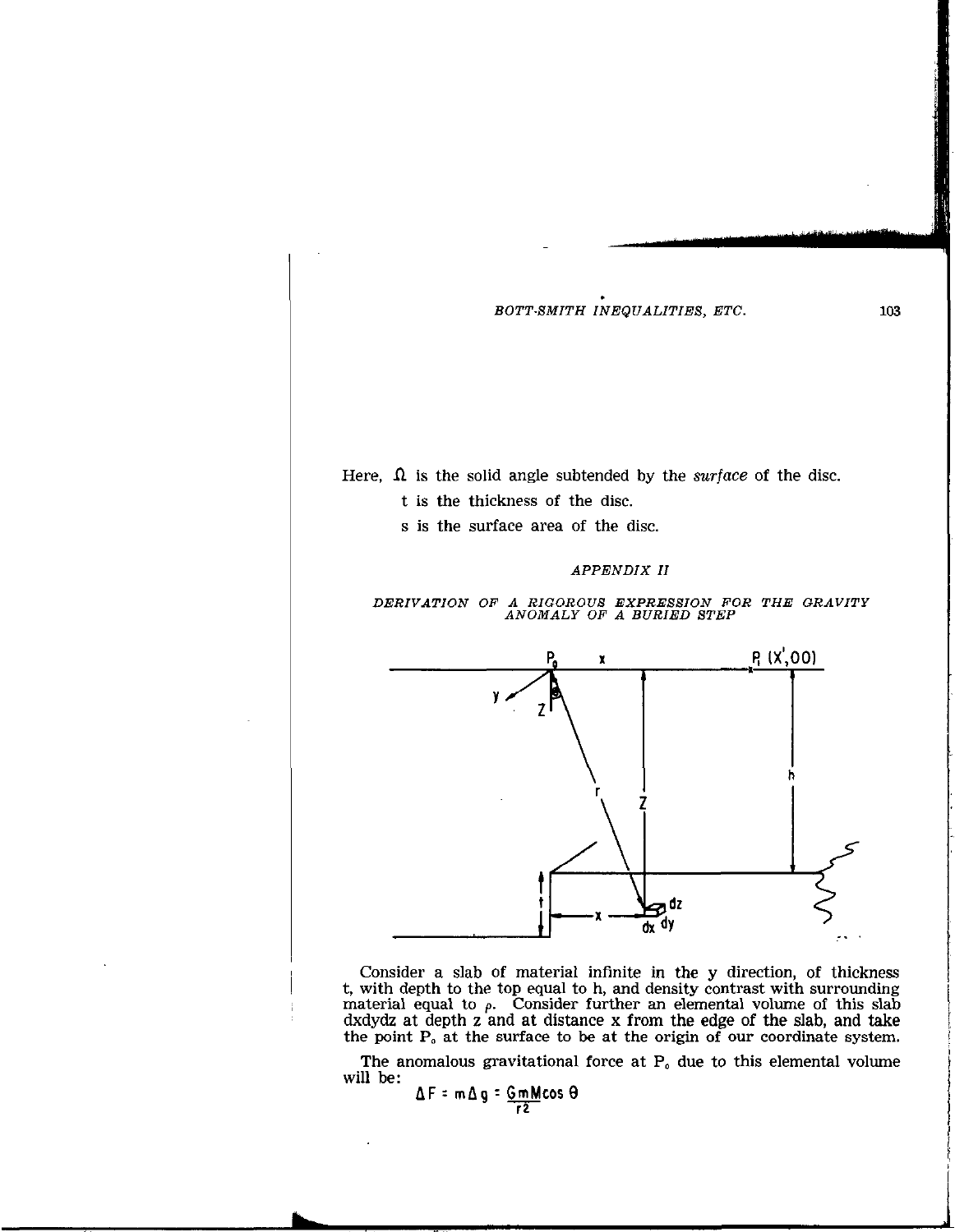Here, $\Omega$ is the solid angle subtended by the *surface* of the disc.

t is the thickness of the disc.

s is the surface area of the disc.

## *APPENDIX II*

### *DERIVATION OF A RIGOROUS EXPRESSION FOR THE GRAVITY ANOMALY OF A BURIED STEP*

Consider a slab of material infinite in the y direction, of thickness t, with depth to the top equal to h, and density contrast with surrounding material equal to $\rho$. Consider further an elemental volume of this slab dxdydz at depth z and at distance x from the edge of the slab, and take the point $P_0$ at the surface to be at the origin of our coordinate system.

The anomalous gravitational force at $P_0$ due to this elemental volume will be:

$$\Delta F = m \Delta g = \frac{GmM \cos \theta}{r^2}$$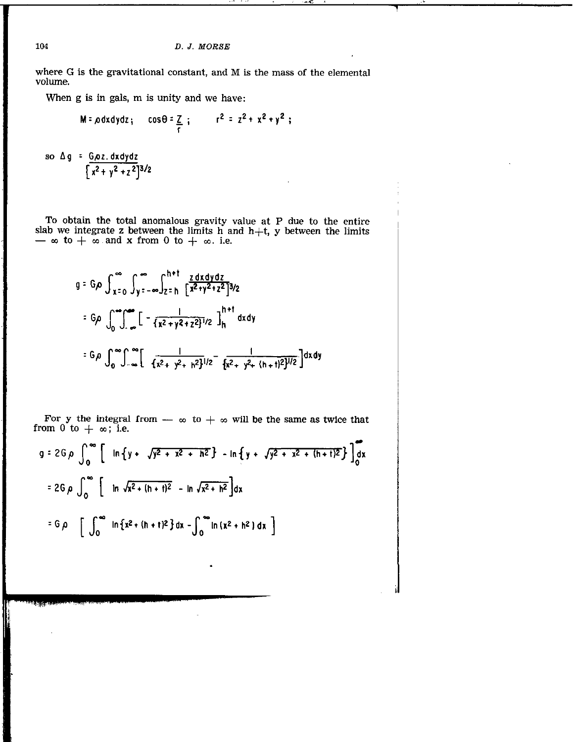where G is the gravitational constant, and M is the mass of the elemental volume.

When g is in gals, m is unity and we have:

$$M = \rho dxdydz; \quad \cos\theta = \frac{Z}{r}; \quad r^2 = z^2 + x^2 + y^2;$$

$$\text{so } \Delta g = \frac{G\rho z . dxdydz}{\left[x^2 + y^2 + z^2\right]^{3/2}}$$

To obtain the total anomalous gravity value at P due to the entire slab we integrate z between the limits h and h+t, y between the limits $-\infty$ to $+\infty$ and x from 0 to $+\infty$. i.e.

$$g = G\rho \int_{x=0}^{\infty} \int_{y=-\infty}^{\infty} \int_{z=h}^{h+t} \frac{z\,dxdydz}{\left[x^2+y^2+z^2\right]^{3/2}}$$

$$= G\rho \int_0^{\infty}\int_{-\infty}^{\infty} \left[ - \frac{1}{\{x^2+y^2+z^2\}^{1/2}} \right]_h^{h+t} dxdy$$

$$= G\rho \int_0^{\infty}\int_{-\infty}^{\infty} \left[ \frac{1}{\{x^2+y^2+h^2\}^{1/2}} - \frac{1}{\{x^2+y^2+(h+t)^2\}^{1/2}} \right] dxdy$$

For y the integral from $-\infty$ to $+\infty$ will be the same as twice that from 0 to $+\infty$; i.e.

$$g = 2G\rho \int_0^{\infty} \left[ \ln\left\{y + \sqrt{y^2+x^2+h^2}\right\} - \ln\left\{y + \sqrt{y^2+x^2+(h+t)^2}\right\} \right]_0^{\infty} dx$$

$$= 2G\rho \int_0^{\infty} \left[ \ln\sqrt{x^2+(h+t)^2} - \ln\sqrt{x^2+h^2} \right] dx$$

$$= G\rho \left[ \int_0^{\infty} \ln\{x^2+(h+t)^2\}\,dx - \int_0^{\infty} \ln(x^2+h^2)\,dx \right]$$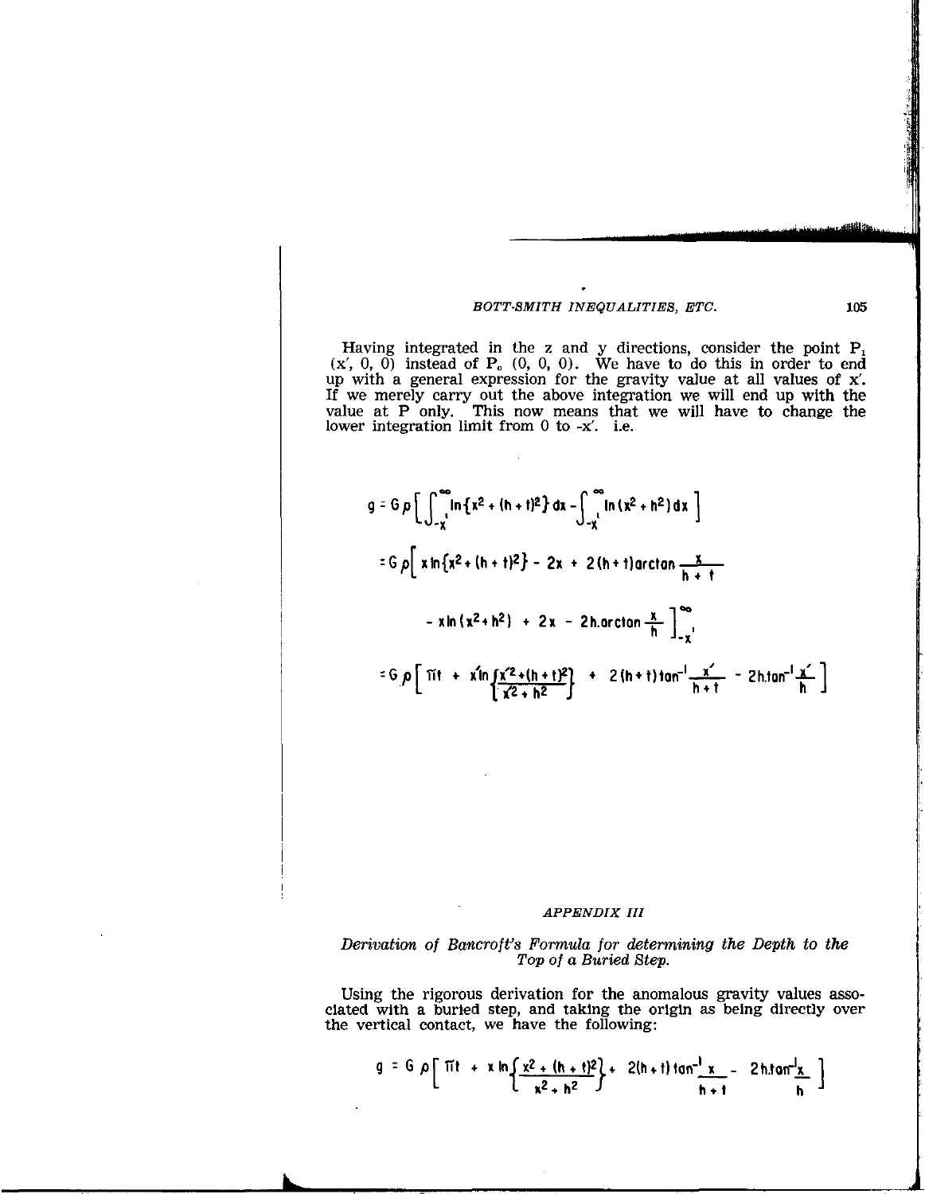Having integrated in the z and y directions, consider the point $P_1$ $(x', 0, 0)$ instead of $P_o$ $(0, 0, 0)$. We have to do this in order to end up with a general expression for the gravity value at all values of $x'$. If we merely carry out the above integration we will end up with the value at P only. This now means that we will have to change the lower integration limit from 0 to $-x'$. i.e.

$$g = G\rho\left[\int_{-x'}^{\infty} \ln\{x^2 + (h+t)^2\}\,dx - \int_{-x'}^{\infty} \ln(x^2 + h^2)\,dx\right]$$

$$= G\rho\Big[x\ln\{x^2 + (h+t)^2\} - 2x + 2(h+t)\arctan\frac{x}{h+t}$$

$$- x\ln(x^2+h^2) + 2x - 2h.\arctan\frac{x}{h}\Big]_{-x'}^{\infty}$$

$$= G\rho\left[\pi t + x'\ln\left\{\frac{x'^2 + (h+t)^2}{x'^2 + h^2}\right\} + 2(h+t)\tan^{-1}\frac{x'}{h+t} - 2h.\tan^{-1}\frac{x'}{h}\right]$$

## APPENDIX III

### *Derivation of Bancroft's Formula for determining the Depth to the Top of a Buried Step.*

Using the rigorous derivation for the anomalous gravity values associated with a buried step, and taking the origin as being directly over the vertical contact, we have the following:

$$g = G\rho\left[\pi t + x\ln\left\{\frac{x^2 + (h+t)^2}{x^2 + h^2}\right\} + 2(h+t)\tan^{-1}\frac{x}{h+t} - 2h.\tan^{-1}\frac{x}{h}\right]$$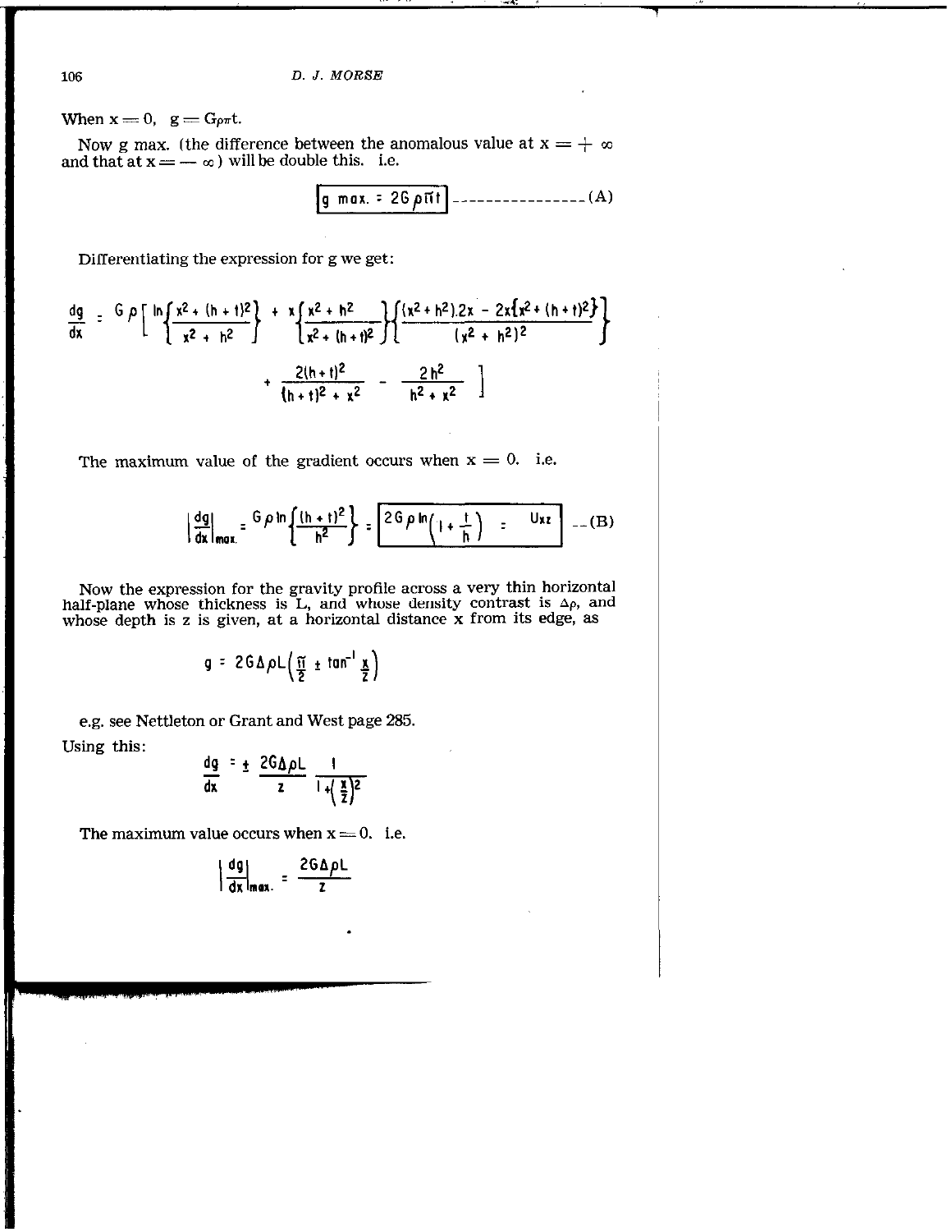When $x = 0$, $g = G\rho\pi t$.

Now g max. (the difference between the anomalous value at $x = +\infty$ and that at $x = -\infty$) will be double this. i.e.

$$\boxed{g \text{ max.} = 2G\rho\pi t} \text{ ----------------- (A)}$$

Differentiating the expression for g we get:

$$\frac{dg}{dx} = G\rho\left[\ln\left\{\frac{x^2 + (h+t)^2}{x^2 + h^2}\right\} + x\left\{\frac{x^2 + h^2}{x^2 + (h+t)^2}\right\}\left\{\frac{(x^2 + h^2).2x - 2x\{x^2 + (h+t)^2\}}{(x^2 + h^2)^2}\right\} + \frac{2(h+t)^2}{(h+t)^2 + x^2} - \frac{2h^2}{h^2 + x^2}\right]$$

The maximum value of the gradient occurs when $x = 0$. i.e.

$$\left|\frac{dg}{dx}\right|_{max.} = G\rho\ln\left\{\frac{(h+t)^2}{h^2}\right\} = \boxed{2G\rho\ln\left(1 + \frac{t}{h}\right) \quad = \quad U_{xz}} \text{ -- (B)}$$

Now the expression for the gravity profile across a very thin horizontal half-plane whose thickness is L, and whose density contrast is $\Delta\rho$, and whose depth is z is given, at a horizontal distance x from its edge, as

$$g = 2G\Delta\rho L\left(\frac{\pi}{2} \pm \tan^{-1}\frac{x}{z}\right)$$

e.g. see Nettleton or Grant and West page 285.

Using this:

$$\frac{dg}{dx} = \pm\frac{2G\Delta\rho L}{z}\,\frac{1}{1 + \left(\frac{x}{z}\right)^2}$$

The maximum value occurs when $x = 0$. i.e.

$$\left|\frac{dg}{dx}\right|_{max.} = \frac{2G\Delta\rho L}{z}$$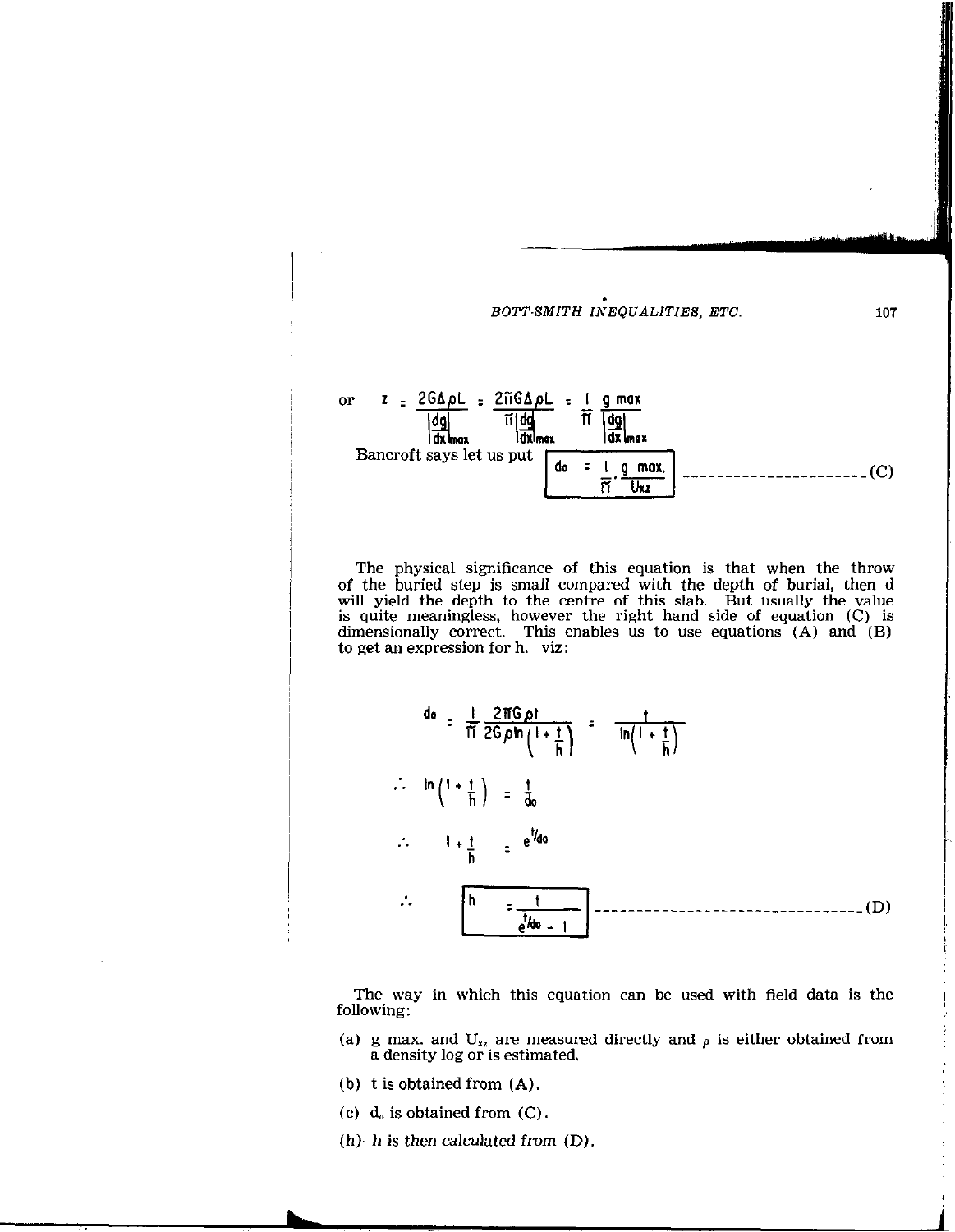or $$z = \frac{2G\Delta\rho L}{\left|\frac{dg}{dx}\right|_{max}} = \frac{2\pi G\Delta\rho L}{\pi\left|\frac{dg}{dx}\right|_{max}} = \frac{1}{\pi}\frac{g\ max}{\left|\frac{dg}{dx}\right|_{max}}$$

Bancroft says let us put

$$\boxed{d_0 = \frac{1}{\pi} \cdot \frac{g\ max.}{U_{xz}}} \quad \text{---------------------(C)}$$

The physical significance of this equation is that when the throw of the buried step is small compared with the depth of burial, then d will yield the depth to the centre of this slab. But usually the value is quite meaningless, however the right hand side of equation (C) is dimensionally correct. This enables us to use equations (A) and (B) to get an expression for h. viz:

$$d_0 = \frac{1}{\pi}\frac{2\pi G\rho t}{2G\rho \ln\left(1+\frac{t}{h}\right)} = \frac{t}{\ln\left(1+\frac{t}{h}\right)}$$

$$\therefore \quad \ln\left(1+\frac{t}{h}\right) = \frac{t}{d_0}$$

$$\therefore \quad 1+\frac{t}{h} = e^{t/d_0}$$

$$\therefore \quad \boxed{h = \frac{t}{e^{t/d_0} - 1}} \quad \text{-----------------------------(D)}$$

The way in which this equation can be used with field data is the following:

(a) g max. and $U_{xz}$ are measured directly and $\rho$ is either obtained from a density log or is estimated.

(b) t is obtained from (A).

(c) $d_0$ is obtained from (C).

(h) *h is then calculated from (D).*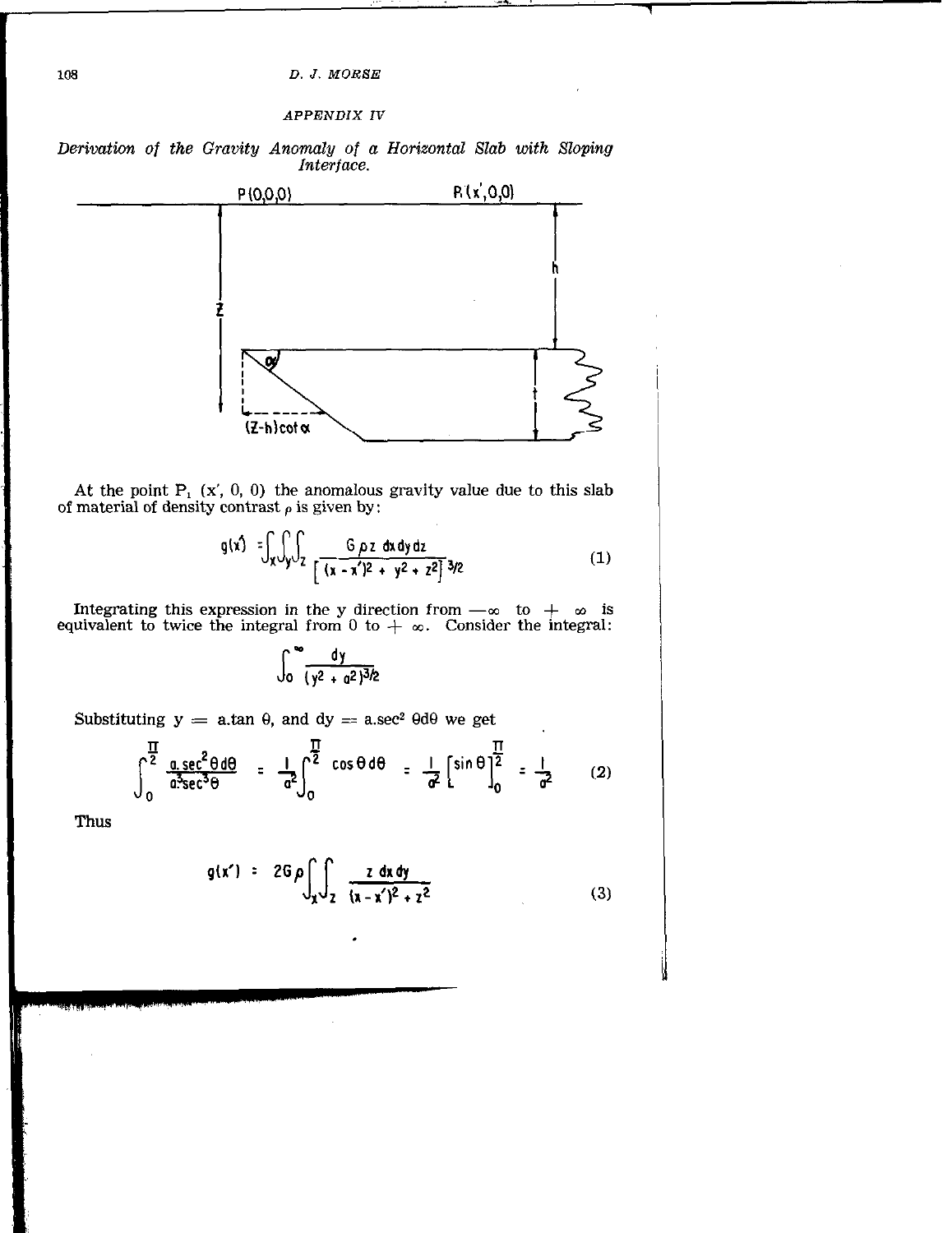## APPENDIX IV

*Derivation of the Gravity Anomaly of a Horizontal Slab with Sloping Interface.*

At the point $P_1$ $(x', 0, 0)$ the anomalous gravity value due to this slab of material of density contrast $\rho$ is given by:

$$g(x') = \int_x \int_y \int_z \frac{G \rho z \, dx\, dy\, dz}{\left[ (x - x')^2 + y^2 + z^2 \right]^{3/2}} \tag{1}$$

Integrating this expression in the y direction from $-\infty$ to $+\infty$ is equivalent to twice the integral from 0 to $+\infty$. Consider the integral:

$$\int_0^\infty \frac{dy}{(y^2 + a^2)^{3/2}}$$

Substituting $y = a.\tan \theta$, and $dy = a.\sec^2 \theta d\theta$ we get

$$\int_0^{\frac{\pi}{2}} \frac{a.\sec^2 \theta d\theta}{a^3 \sec^3 \theta} = \frac{1}{a^2} \int_0^{\frac{\pi}{2}} \cos \theta \, d\theta = \frac{1}{a^2} \left[ \sin \theta \right]_0^{\frac{\pi}{2}} = \frac{1}{a^2} \tag{2}$$

Thus

$$g(x') = 2G\rho \int_x \int_z \frac{z \, dx\, dy}{(x - x')^2 + z^2} \tag{3}$$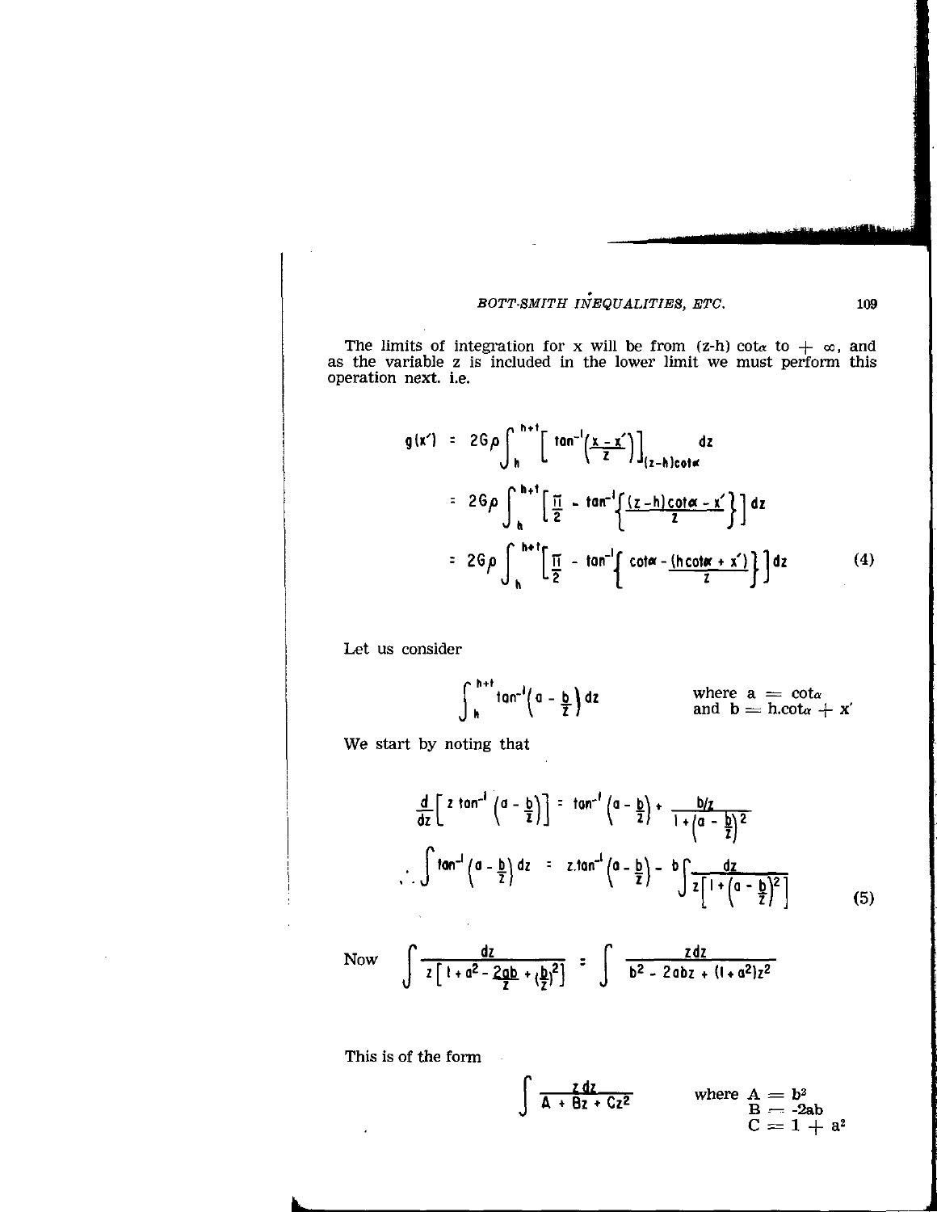The limits of integration for x will be from (z-h) $\cot\alpha$ to $+\infty$, and as the variable z is included in the lower limit we must perform this operation next. i.e.

$$
\begin{aligned}
g(x') &= 2G\rho \int_h^{h+t} \left[ \tan^{-1}\left(\frac{x - x'}{z}\right) \right]_{(z-h)\cot\alpha} dz \\
&= 2G\rho \int_h^{h+t} \left[ \frac{\pi}{2} - \tan^{-1}\left\{ \frac{(z-h)\cot\alpha - x'}{z} \right\} \right] dz \\
&= 2G\rho \int_h^{h+t} \left[ \frac{\pi}{2} - \tan^{-1}\left\{ \cot\alpha - \frac{(h\cot\alpha + x')}{z} \right\} \right] dz
\end{aligned}
\tag{4}
$$

Let us consider

$$
\int_h^{h+t} \tan^{-1}\left(a - \frac{b}{z}\right) dz \qquad \text{where } a = \cot\alpha \text{ and } b = h.\cot\alpha + x'
$$

We start by noting that

$$
\frac{d}{dz}\left[ z \tan^{-1}\left(a - \frac{b}{z}\right) \right] = \tan^{-1}\left(a - \frac{b}{z}\right) + \frac{b/z}{1 + \left(a - \frac{b}{z}\right)^2}
$$

$$
\therefore \int \tan^{-1}\left(a - \frac{b}{z}\right) dz = z.\tan^{-1}\left(a - \frac{b}{z}\right) - b \int \frac{dz}{z\left[1 + \left(a - \frac{b}{z}\right)^2\right]} \tag{5}
$$

Now $\displaystyle \int \frac{dz}{z\left[1 + a^2 - \frac{2ab}{z} + \left(\frac{b}{z}\right)^2\right]} = \int \frac{z\,dz}{b^2 - 2abz + (1 + a^2)z^2}$

This is of the form

$$
\int \frac{z\,dz}{A + Bz + Cz^2} \qquad \text{where } A = b^2, \; B = -2ab, \; C = 1 + a^2
$$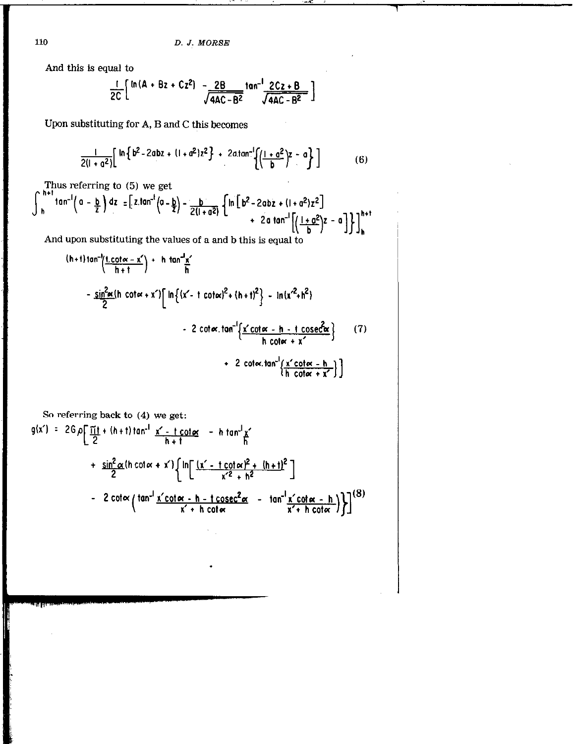And this is equal to

$$\frac{1}{2C}\left[\ln(A + Bz + Cz^2) - \frac{2B}{\sqrt{4AC - B^2}}\tan^{-1}\frac{2Cz + B}{\sqrt{4AC - B^2}}\right]$$

Upon substituting for A, B and C this becomes

$$\frac{1}{2(1 + a^2)}\left[\ln\left\{b^2 - 2abz + (1 + a^2)z^2\right\} + 2a.\tan^{-1}\left\{\left(\frac{1 + a^2}{b}\right)z - a\right\}\right] \tag{6}$$

Thus referring to (5) we get

$$\int_h^{h+t}\tan^{-1}\left(a - \frac{b}{z}\right)dz = \left[z.\tan^{-1}\left(a - \frac{b}{z}\right) - \frac{b}{2(1 + a^2)}\left\{\ln\left[b^2 - 2abz + (1 + a^2)z^2\right] + 2a\tan^{-1}\left[\left(\frac{1 + a^2}{b}\right)z - a\right]\right\}\right]_h^{h+t}$$

And upon substituting the values of a and b this is equal to

$$\begin{aligned}
&(h+t)\tan^{-1}\left(\frac{t.\cot\alpha - x'}{h+t}\right) + h\tan^{-1}\frac{x'}{h} \\
&- \frac{\sin^2\alpha}{2}(h\cot\alpha + x')\Big[\ln\left\{(x' - t\cot\alpha)^2 + (h+t)^2\right\} - \ln(x'^2 + h^2) \\
&\qquad - 2\cot\alpha.\tan^{-1}\left\{\frac{x'\cot\alpha - h - t\,\mathrm{cosec}^2\alpha}{h\cot\alpha + x'}\right\} \\
&\qquad + 2\cot\alpha.\tan^{-1}\left\{\frac{x'\cot\alpha - h}{h\cot\alpha + x'}\right\}\Big]
\end{aligned} \tag{7}$$

So referring back to (4) we get:

$$\begin{aligned}
g(x') = 2G\rho\Big[&\frac{\pi t}{2} + (h+t)\tan^{-1}\frac{x' - t\cot\alpha}{h+t} - h\tan^{-1}\frac{x'}{h} \\
&+ \frac{\sin^2\alpha}{2}(h\cot\alpha + x')\Big\{\ln\left[\frac{(x' - t\cot\alpha)^2 + (h+t)^2}{x'^2 + h^2}\right] \\
&- 2\cot\alpha\left(\tan^{-1}\frac{x'\cot\alpha - h - t\,\mathrm{cosec}^2\alpha}{x' + h\cot\alpha} - \tan^{-1}\frac{x'\cot\alpha - h}{x' + h\cot\alpha}\right)\Big\}\Big]
\end{aligned} \tag{8}$$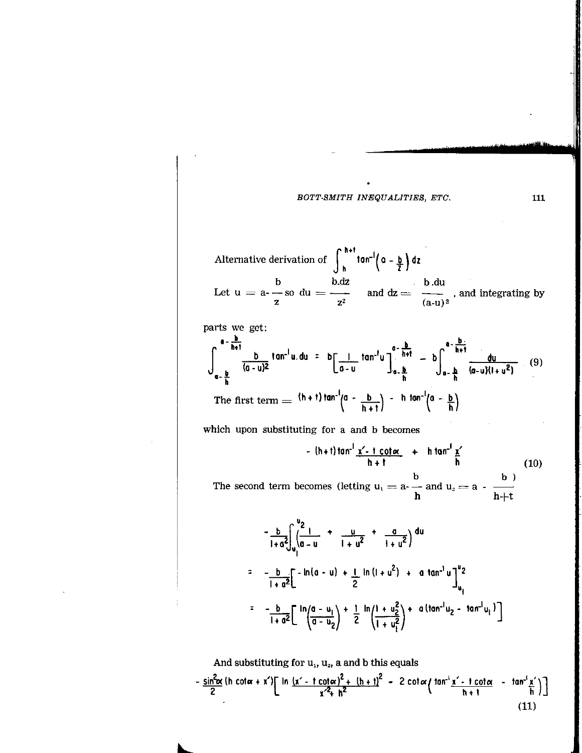Alternative derivation of $\int_h^{h+t} \tan^{-1}\left(a - \frac{b}{z}\right) dz$

Let $u = a - \frac{b}{z}$ so $du = \frac{b.dz}{z^2}$ and $dz = \frac{b.du}{(a-u)^2}$, and integrating by parts we get:

$$\int_{a-\frac{b}{h}}^{a-\frac{b}{h+t}} \frac{b}{(a-u)^2} \tan^{-1}u.du = b\left[\frac{1}{a-u}\tan^{-1}u\right]_{a-\frac{b}{h}}^{a-\frac{b}{h+t}} - b\int_{a-\frac{b}{h}}^{a-\frac{b}{h+t}} \frac{du}{(a-u)(1+u^2)} \tag{9}$$

The first term $= (h+t)\tan^{-1}\left(a - \frac{b}{h+t}\right) - h\tan^{-1}\left(a - \frac{b}{h}\right)$

which upon substituting for a and b becomes

$$-(h+t)\tan^{-1}\frac{x' - t\cot\alpha}{h+t} + h\tan^{-1}\frac{x'}{h} \tag{10}$$

The second term becomes (letting $u_1 = a - \frac{b}{h}$ and $u_2 = a - \frac{b}{h+t}$)

$$-\frac{b}{1+a^2}\int_{u_1}^{u_2}\left(\frac{1}{a-u} + \frac{u}{1+u^2} + \frac{a}{1+u^2}\right)du$$

$$= -\frac{b}{1+a^2}\left[-\ln(a-u) + \frac{1}{2}\ln(1+u^2) + a\tan^{-1}u\right]_{u_1}^{u_2}$$

$$= -\frac{b}{1+a^2}\left[\ln\left(\frac{a-u_1}{a-u_2}\right) + \frac{1}{2}\ln\left(\frac{1+u_2^2}{1+u_1^2}\right) + a\left(\tan^{-1}u_2 - \tan^{-1}u_1\right)\right]$$

And substituting for $u_1$, $u_2$, a and b this equals

$$-\frac{\sin^2\alpha}{2}(h\cot\alpha + x')\left[\ln\frac{(x' - t\cot\alpha)^2 + (h+t)^2}{x'^2 + h^2} - 2\cot\alpha\left(\tan^{-1}\frac{x' - t\cot\alpha}{h+t} - \tan^{-1}\frac{x'}{h}\right)\right] \tag{11}$$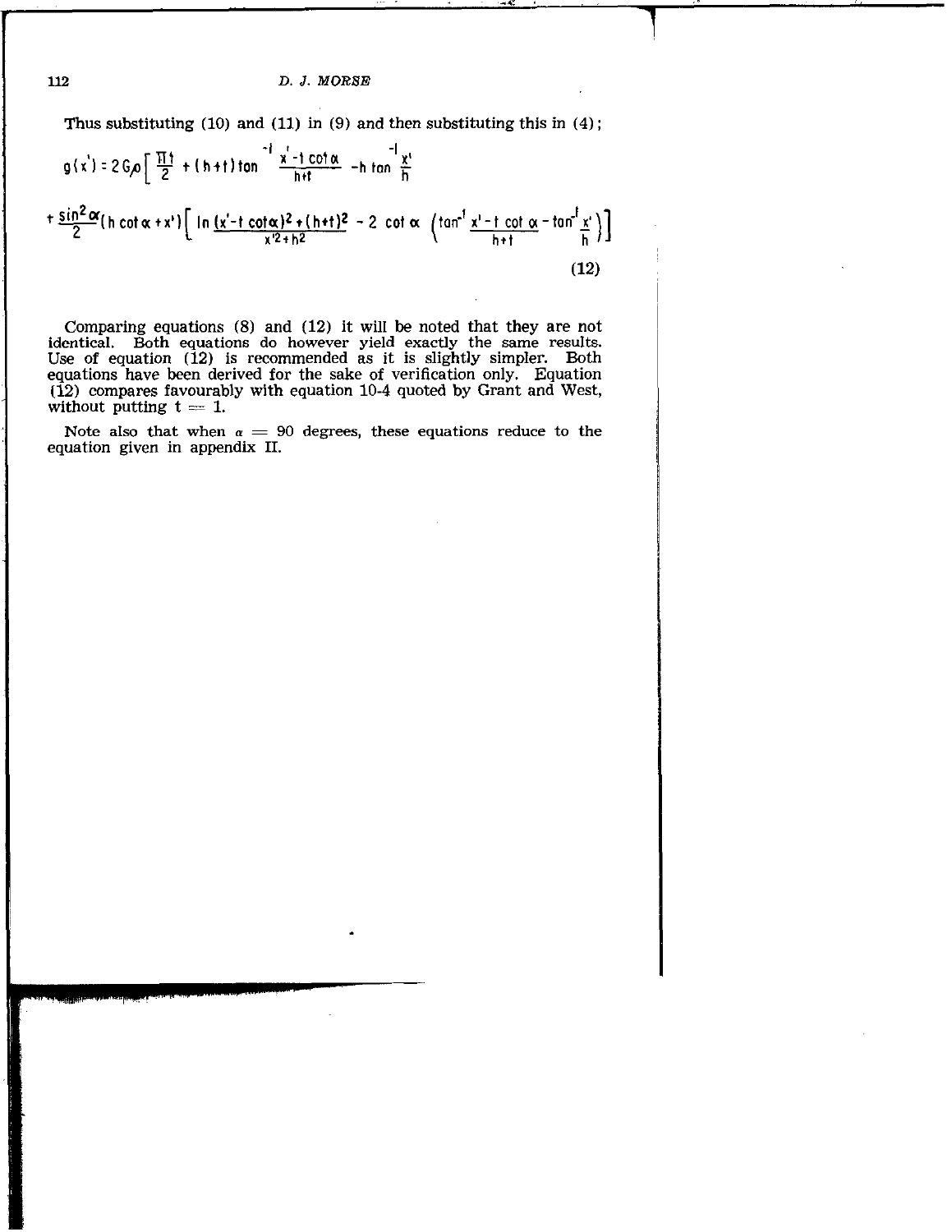Thus substituting (10) and (11) in (9) and then substituting this in (4);

$$g(x') = 2G\rho\Big[\frac{\pi t}{2} + (h+t)\tan^{-1}\frac{x' - t\cot\alpha}{h+t} - h\tan^{-1}\frac{x'}{h}$$

$$+ \frac{\sin^2\alpha}{2}(h\cot\alpha + x')\Big[\ln\frac{(x' - t\cot\alpha)^2 + (h+t)^2}{x'^2 + h^2} - 2\cot\alpha\left(\tan^{-1}\frac{x' - t\cot\alpha}{h+t} - \tan^{-1}\frac{x'}{h}\right)\Big]\Big] \tag{12}$$

Comparing equations (8) and (12) it will be noted that they are not identical. Both equations do however yield exactly the same results. Use of equation (12) is recommended as it is slightly simpler. Both equations have been derived for the sake of verification only. Equation (12) compares favourably with equation 10-4 quoted by Grant and West, without putting $t = 1$.

Note also that when $\alpha = 90$ degrees, these equations reduce to the equation given in appendix II.